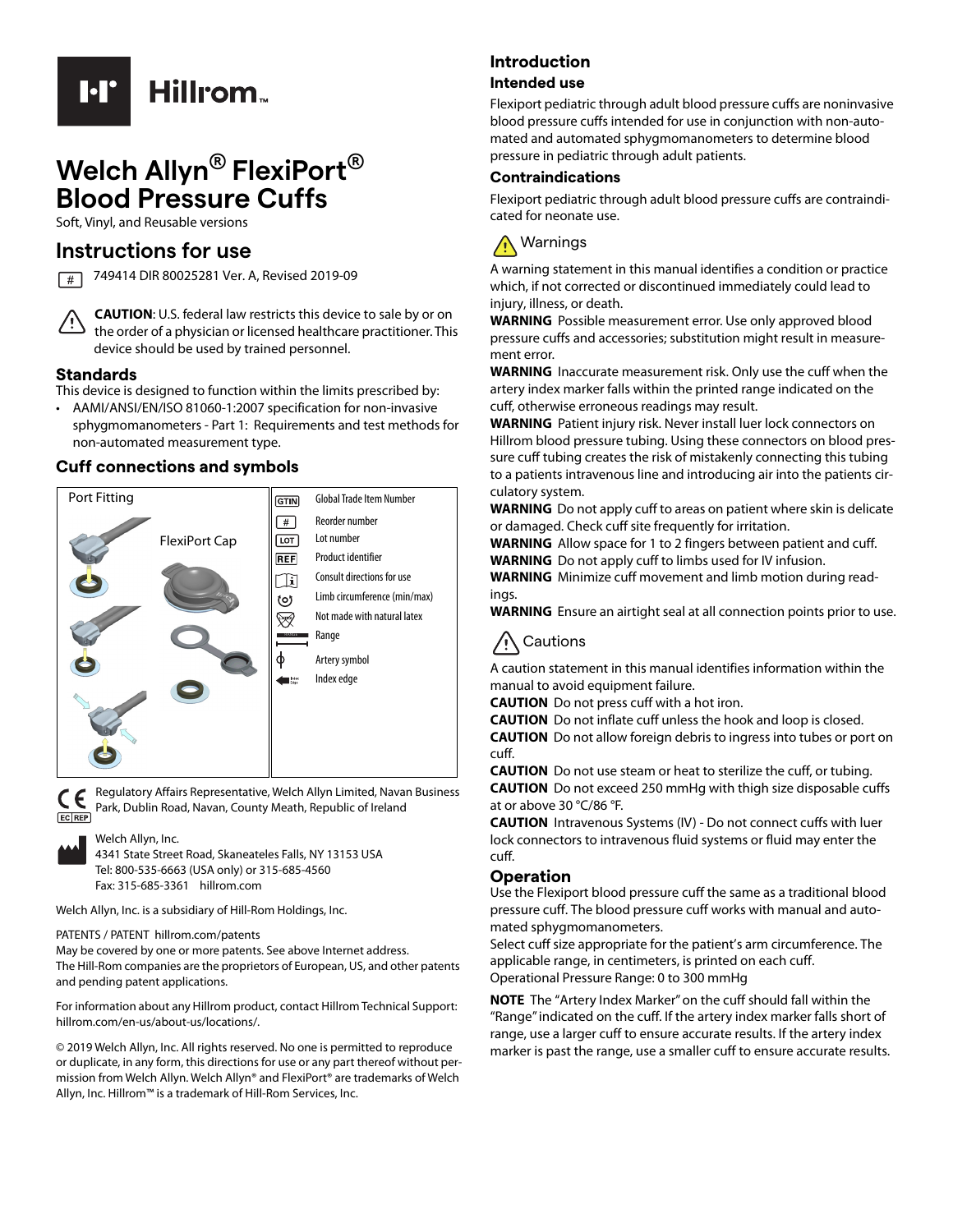# Welch Allyn® FlexiPort® Blood Pressure Cuffs

Soft, Vinyl, and Reusable versions

## Instructions for use

749414 DIR 80025281 Ver. A, Revised 2019-09

**CAUTION**: U.S. federal law restricts this device to sale by or on the order of a physician or licensed healthcare practitioner. This device should be used by trained personnel.

### Standards

This device is designed to function within the limits prescribed by:

- AAMI/ANSI/EN/ISO 81060-1:2007 specification for non-invasive sphygmomanometers - Part 1: Requirements and test methods for non-automated measurement type.

### Cuff connections and symbols

Port Fitting

FlexiPort Cap

| Symbol | Description |
| --- | --- |
| GTIN | Global Trade Item Number |
| # | Reorder number |
| LOT | Lot number |
| REF | Product identifier |
| | Consult directions for use |
| | Limb circumference (min/max) |
| | Not made with natural latex |
| | Range |
| | Artery symbol |
| | Index edge |

Regulatory Affairs Representative, Welch Allyn Limited, Navan Business Park, Dublin Road, Navan, County Meath, Republic of Ireland

Welch Allyn, Inc.
4341 State Street Road, Skaneateles Falls, NY 13153 USA
Tel: 800-535-6663 (USA only) or 315-685-4560
Fax: 315-685-3361 hillrom.com

Welch Allyn, Inc. is a subsidiary of Hill-Rom Holdings, Inc.

PATENTS / PATENT hillrom.com/patents
May be covered by one or more patents. See above Internet address. The Hill-Rom companies are the proprietors of European, US, and other patents and pending patent applications.

For information about any Hillrom product, contact Hillrom Technical Support: hillrom.com/en-us/about-us/locations/.

© 2019 Welch Allyn, Inc. All rights reserved. No one is permitted to reproduce or duplicate, in any form, this directions for use or any part thereof without permission from Welch Allyn. Welch Allyn® and FlexiPort® are trademarks of Welch Allyn, Inc. Hillrom™ is a trademark of Hill-Rom Services, Inc.

## Introduction

### Intended use

Flexiport pediatric through adult blood pressure cuffs are noninvasive blood pressure cuffs intended for use in conjunction with non-automated and automated sphygmomanometers to determine blood pressure in pediatric through adult patients.

### Contraindications

Flexiport pediatric through adult blood pressure cuffs are contraindicated for neonate use.

### Warnings

A warning statement in this manual identifies a condition or practice which, if not corrected or discontinued immediately could lead to injury, illness, or death.

**WARNING** Possible measurement error. Use only approved blood pressure cuffs and accessories; substitution might result in measurement error.

**WARNING** Inaccurate measurement risk. Only use the cuff when the artery index marker falls within the printed range indicated on the cuff, otherwise erroneous readings may result.

**WARNING** Patient injury risk. Never install luer lock connectors on Hillrom blood pressure tubing. Using these connectors on blood pressure cuff tubing creates the risk of mistakenly connecting this tubing to a patients intravenous line and introducing air into the patients circulatory system.

**WARNING** Do not apply cuff to areas on patient where skin is delicate or damaged. Check cuff site frequently for irritation.

**WARNING** Allow space for 1 to 2 fingers between patient and cuff.

**WARNING** Do not apply cuff to limbs used for IV infusion.

**WARNING** Minimize cuff movement and limb motion during readings.

**WARNING** Ensure an airtight seal at all connection points prior to use.

### Cautions

A caution statement in this manual identifies information within the manual to avoid equipment failure.

**CAUTION** Do not press cuff with a hot iron.

**CAUTION** Do not inflate cuff unless the hook and loop is closed.

**CAUTION** Do not allow foreign debris to ingress into tubes or port on cuff.

**CAUTION** Do not use steam or heat to sterilize the cuff, or tubing.

**CAUTION** Do not exceed 250 mmHg with thigh size disposable cuffs at or above 30 °C/86 °F.

**CAUTION** Intravenous Systems (IV) - Do not connect cuffs with luer lock connectors to intravenous fluid systems or fluid may enter the cuff.

## Operation

Use the Flexiport blood pressure cuff the same as a traditional blood pressure cuff. The blood pressure cuff works with manual and automated sphygmomanometers.

Select cuff size appropriate for the patient's arm circumference. The applicable range, in centimeters, is printed on each cuff.

Operational Pressure Range: 0 to 300 mmHg

**NOTE** The "Artery Index Marker" on the cuff should fall within the "Range" indicated on the cuff. If the artery index marker falls short of range, use a larger cuff to ensure accurate results. If the artery index marker is past the range, use a smaller cuff to ensure accurate results.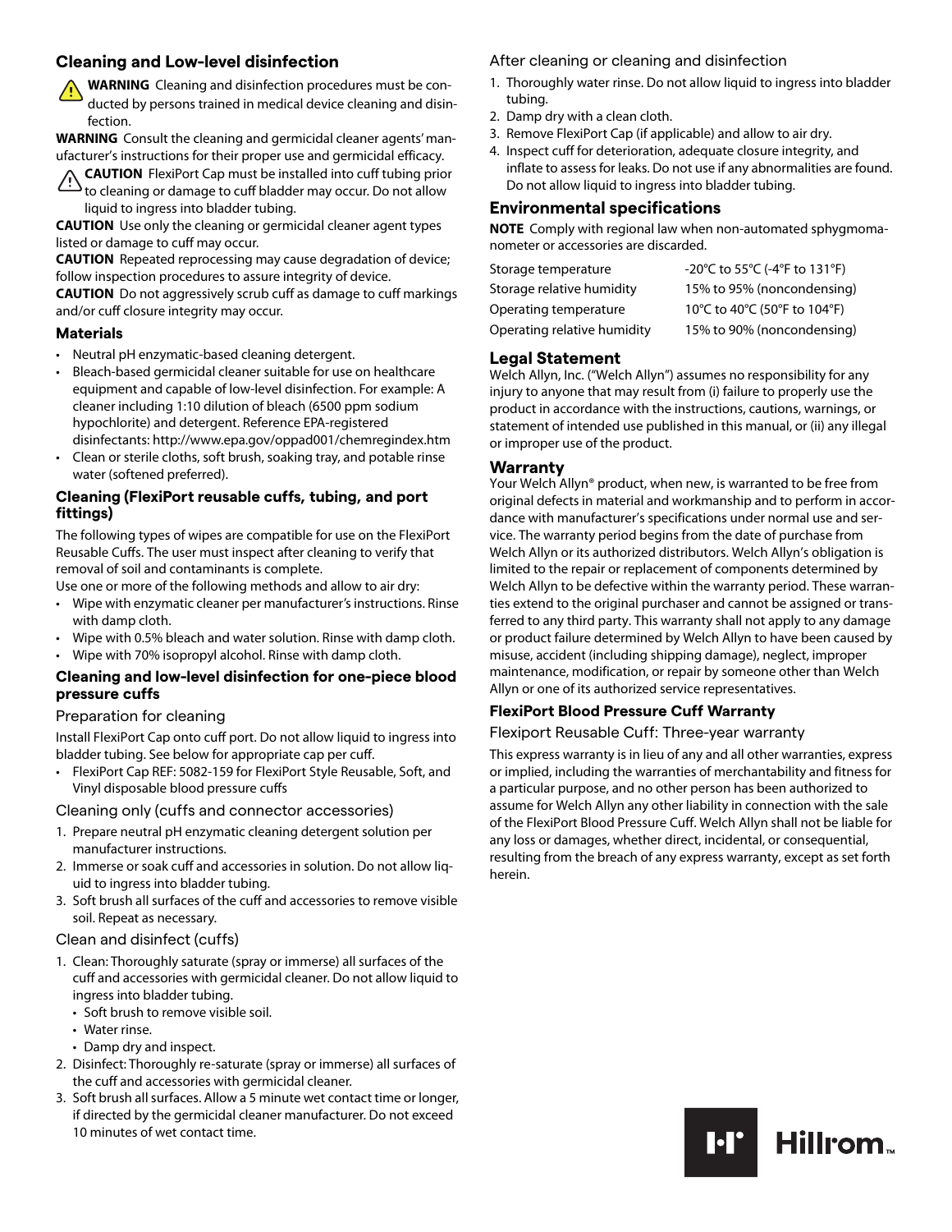## Cleaning and Low-level disinfection

**WARNING** Cleaning and disinfection procedures must be conducted by persons trained in medical device cleaning and disinfection.

**WARNING** Consult the cleaning and germicidal cleaner agents' manufacturer's instructions for their proper use and germicidal efficacy.

**CAUTION** FlexiPort Cap must be installed into cuff tubing prior to cleaning or damage to cuff bladder may occur. Do not allow liquid to ingress into bladder tubing.

**CAUTION** Use only the cleaning or germicidal cleaner agent types listed or damage to cuff may occur.

**CAUTION** Repeated reprocessing may cause degradation of device; follow inspection procedures to assure integrity of device.

**CAUTION** Do not aggressively scrub cuff as damage to cuff markings and/or cuff closure integrity may occur.

### Materials

- Neutral pH enzymatic-based cleaning detergent.
- Bleach-based germicidal cleaner suitable for use on healthcare equipment and capable of low-level disinfection. For example: A cleaner including 1:10 dilution of bleach (6500 ppm sodium hypochlorite) and detergent. Reference EPA-registered disinfectants: http://www.epa.gov/oppad001/chemregindex.htm
- Clean or sterile cloths, soft brush, soaking tray, and potable rinse water (softened preferred).

### Cleaning (FlexiPort reusable cuffs, tubing, and port fittings)

The following types of wipes are compatible for use on the FlexiPort Reusable Cuffs. The user must inspect after cleaning to verify that removal of soil and contaminants is complete.

Use one or more of the following methods and allow to air dry:

- Wipe with enzymatic cleaner per manufacturer's instructions. Rinse with damp cloth.
- Wipe with 0.5% bleach and water solution. Rinse with damp cloth.
- Wipe with 70% isopropyl alcohol. Rinse with damp cloth.

### Cleaning and low-level disinfection for one-piece blood pressure cuffs

#### Preparation for cleaning

Install FlexiPort Cap onto cuff port. Do not allow liquid to ingress into bladder tubing. See below for appropriate cap per cuff.

- FlexiPort Cap REF: 5082-159 for FlexiPort Style Reusable, Soft, and Vinyl disposable blood pressure cuffs

#### Cleaning only (cuffs and connector accessories)

1. Prepare neutral pH enzymatic cleaning detergent solution per manufacturer instructions.
2. Immerse or soak cuff and accessories in solution. Do not allow liquid to ingress into bladder tubing.
3. Soft brush all surfaces of the cuff and accessories to remove visible soil. Repeat as necessary.

#### Clean and disinfect (cuffs)

1. Clean: Thoroughly saturate (spray or immerse) all surfaces of the cuff and accessories with germicidal cleaner. Do not allow liquid to ingress into bladder tubing.
   - Soft brush to remove visible soil.
   - Water rinse.
   - Damp dry and inspect.
2. Disinfect: Thoroughly re-saturate (spray or immerse) all surfaces of the cuff and accessories with germicidal cleaner.
3. Soft brush all surfaces. Allow a 5 minute wet contact time or longer, if directed by the germicidal cleaner manufacturer. Do not exceed 10 minutes of wet contact time.

#### After cleaning or cleaning and disinfection

1. Thoroughly water rinse. Do not allow liquid to ingress into bladder tubing.
2. Damp dry with a clean cloth.
3. Remove FlexiPort Cap (if applicable) and allow to air dry.
4. Inspect cuff for deterioration, adequate closure integrity, and inflate to assess for leaks. Do not use if any abnormalities are found. Do not allow liquid to ingress into bladder tubing.

## Environmental specifications

**NOTE** Comply with regional law when non-automated sphygmomanometer or accessories are discarded.

| | |
|---|---|
| Storage temperature | -20°C to 55°C (-4°F to 131°F) |
| Storage relative humidity | 15% to 95% (noncondensing) |
| Operating temperature | 10°C to 40°C (50°F to 104°F) |
| Operating relative humidity | 15% to 90% (noncondensing) |

## Legal Statement

Welch Allyn, Inc. ("Welch Allyn") assumes no responsibility for any injury to anyone that may result from (i) failure to properly use the product in accordance with the instructions, cautions, warnings, or statement of intended use published in this manual, or (ii) any illegal or improper use of the product.

## Warranty

Your Welch Allyn® product, when new, is warranted to be free from original defects in material and workmanship and to perform in accordance with manufacturer's specifications under normal use and service. The warranty period begins from the date of purchase from Welch Allyn or its authorized distributors. Welch Allyn's obligation is limited to the repair or replacement of components determined by Welch Allyn to be defective within the warranty period. These warranties extend to the original purchaser and cannot be assigned or transferred to any third party. This warranty shall not apply to any damage or product failure determined by Welch Allyn to have been caused by misuse, accident (including shipping damage), neglect, improper maintenance, modification, or repair by someone other than Welch Allyn or one of its authorized service representatives.

### FlexiPort Blood Pressure Cuff Warranty

#### Flexiport Reusable Cuff: Three-year warranty

This express warranty is in lieu of any and all other warranties, express or implied, including the warranties of merchantability and fitness for a particular purpose, and no other person has been authorized to assume for Welch Allyn any other liability in connection with the sale of the FlexiPort Blood Pressure Cuff. Welch Allyn shall not be liable for any loss or damages, whether direct, incidental, or consequential, resulting from the breach of any express warranty, except as set forth herein.

Hillrom™